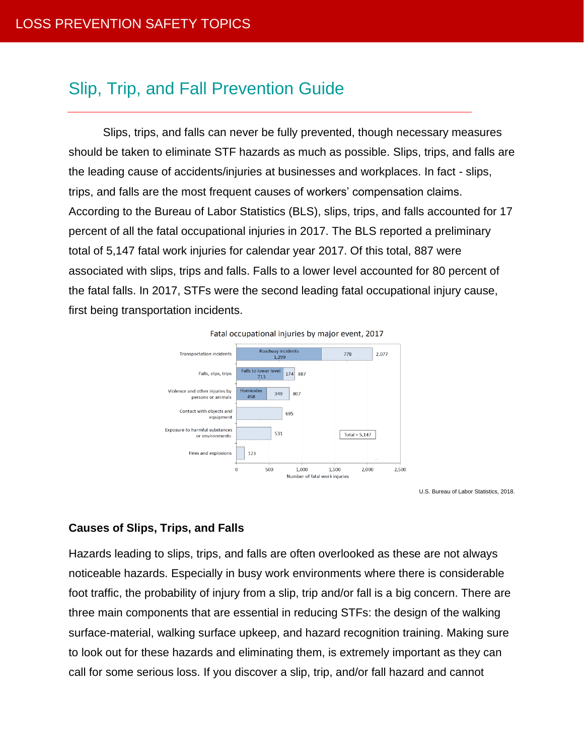# Slip, Trip, and Fall Prevention Guide

Slips, trips, and falls can never be fully prevented, though necessary measures should be taken to eliminate STF hazards as much as possible. Slips, trips, and falls are the leading cause of accidents/injuries at businesses and workplaces. In fact - slips, trips, and falls are the most frequent causes of workers' compensation claims. According to the Bureau of Labor Statistics (BLS), slips, trips, and falls accounted for 17 percent of all the fatal occupational injuries in 2017. The BLS reported a preliminary total of 5,147 fatal work injuries for calendar year 2017. Of this total, 887 were associated with slips, trips and falls. Falls to a lower level accounted for 80 percent of the fatal falls. In 2017, STFs were the second leading fatal occupational injury cause, first being transportation incidents.

Fatal occupational injuries by major event, 2017

U.S. Bureau of Labor Statistics, 2018.

## Causes of Slips, Trips, and Falls

Hazards leading to slips, trips, and falls are often overlooked as these are not always noticeable hazards. Especially in busy work environments where there is considerable foot traffic, the probability of injury from a slip, trip and/or fall is a big concern. There are three main components that are essential in reducing STFs: the design of the walking surface-material, walking surface upkeep, and hazard recognition training. Making sure to look out for these hazards and eliminating them, is extremely important as they can call for some serious loss. If you discover a slip, trip, and/or fall hazard and cannot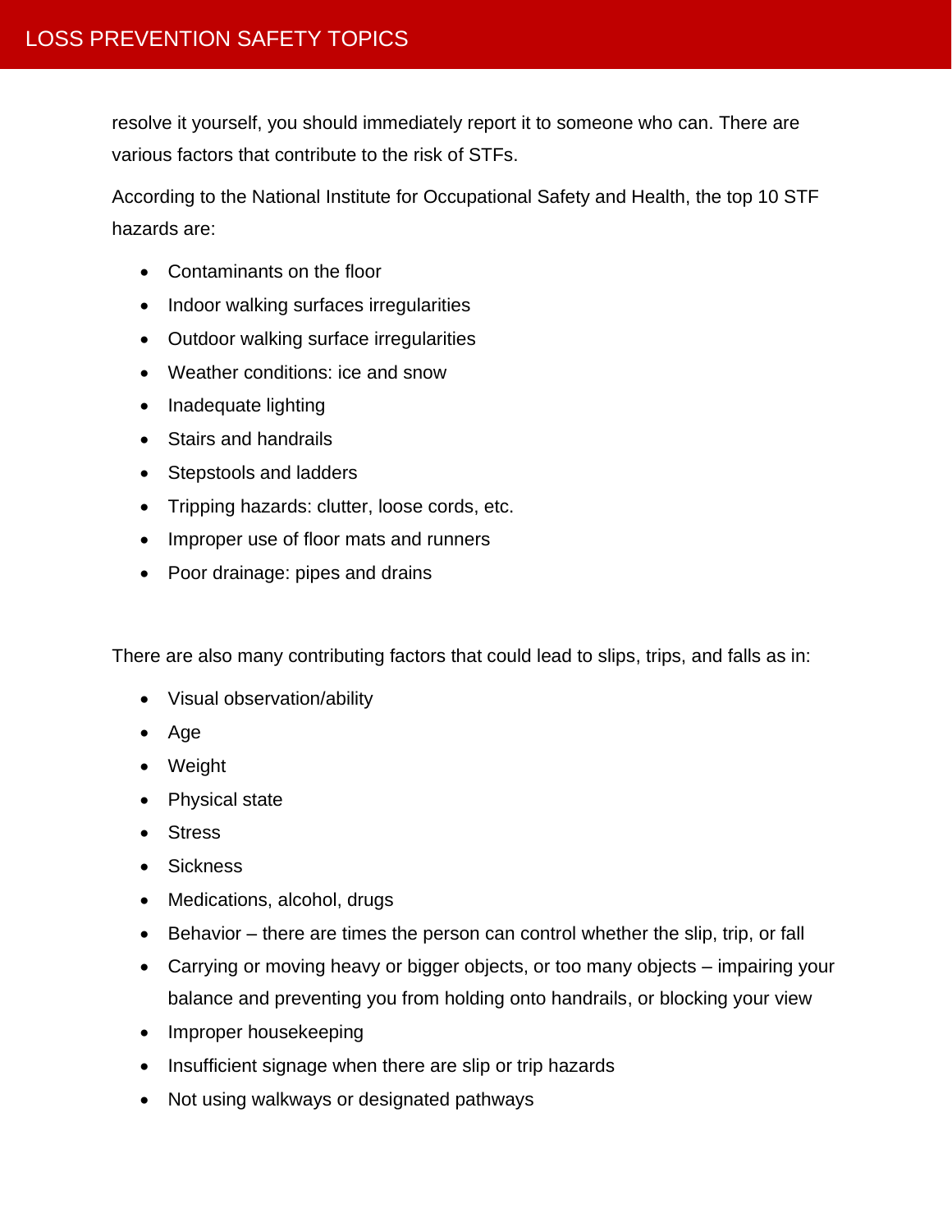resolve it yourself, you should immediately report it to someone who can. There are various factors that contribute to the risk of STFs.

According to the National Institute for Occupational Safety and Health, the top 10 STF hazards are:

- Contaminants on the floor
- Indoor walking surfaces irregularities
- Outdoor walking surface irregularities
- Weather conditions: ice and snow
- Inadequate lighting
- Stairs and handrails
- Stepstools and ladders
- Tripping hazards: clutter, loose cords, etc.
- Improper use of floor mats and runners
- Poor drainage: pipes and drains

There are also many contributing factors that could lead to slips, trips, and falls as in:

- Visual observation/ability
- Age
- Weight
- Physical state
- Stress
- Sickness
- Medications, alcohol, drugs
- Behavior – there are times the person can control whether the slip, trip, or fall
- Carrying or moving heavy or bigger objects, or too many objects – impairing your balance and preventing you from holding onto handrails, or blocking your view
- Improper housekeeping
- Insufficient signage when there are slip or trip hazards
- Not using walkways or designated pathways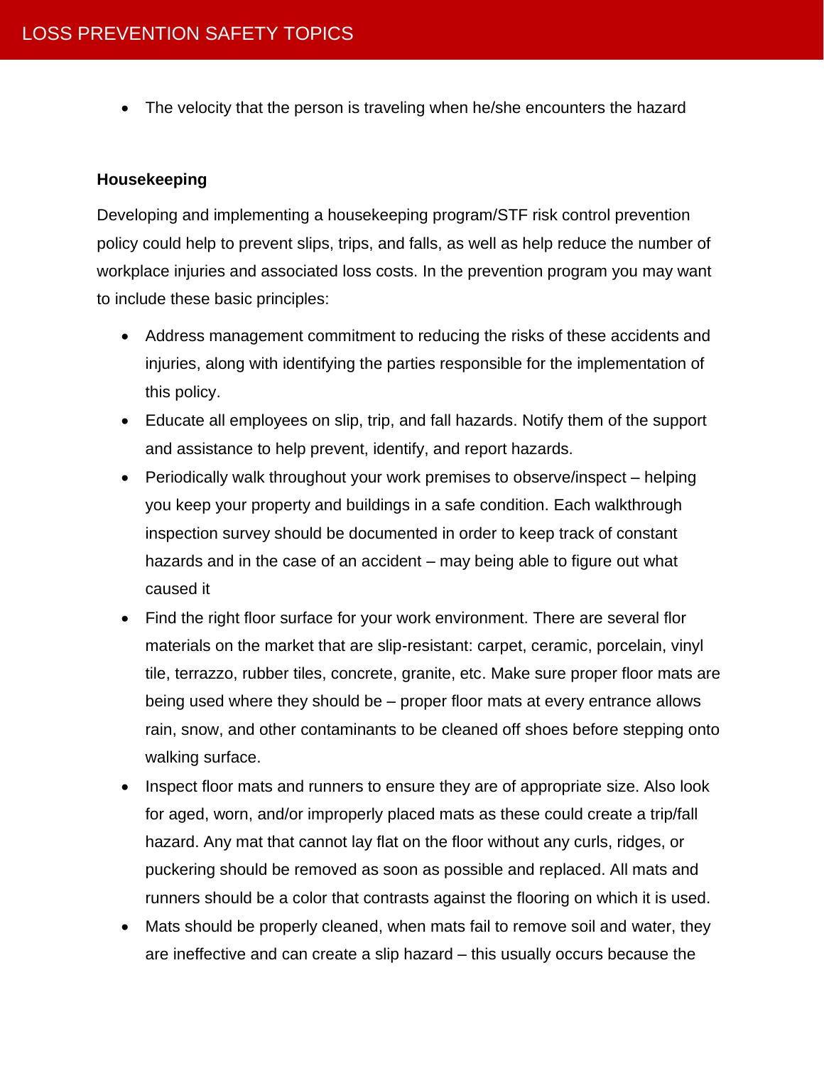- The velocity that the person is traveling when he/she encounters the hazard

**Housekeeping**

Developing and implementing a housekeeping program/STF risk control prevention policy could help to prevent slips, trips, and falls, as well as help reduce the number of workplace injuries and associated loss costs. In the prevention program you may want to include these basic principles:

- Address management commitment to reducing the risks of these accidents and injuries, along with identifying the parties responsible for the implementation of this policy.
- Educate all employees on slip, trip, and fall hazards. Notify them of the support and assistance to help prevent, identify, and report hazards.
- Periodically walk throughout your work premises to observe/inspect – helping you keep your property and buildings in a safe condition. Each walkthrough inspection survey should be documented in order to keep track of constant hazards and in the case of an accident – may being able to figure out what caused it
- Find the right floor surface for your work environment. There are several flor materials on the market that are slip-resistant: carpet, ceramic, porcelain, vinyl tile, terrazzo, rubber tiles, concrete, granite, etc. Make sure proper floor mats are being used where they should be – proper floor mats at every entrance allows rain, snow, and other contaminants to be cleaned off shoes before stepping onto walking surface.
- Inspect floor mats and runners to ensure they are of appropriate size. Also look for aged, worn, and/or improperly placed mats as these could create a trip/fall hazard. Any mat that cannot lay flat on the floor without any curls, ridges, or puckering should be removed as soon as possible and replaced. All mats and runners should be a color that contrasts against the flooring on which it is used.
- Mats should be properly cleaned, when mats fail to remove soil and water, they are ineffective and can create a slip hazard – this usually occurs because the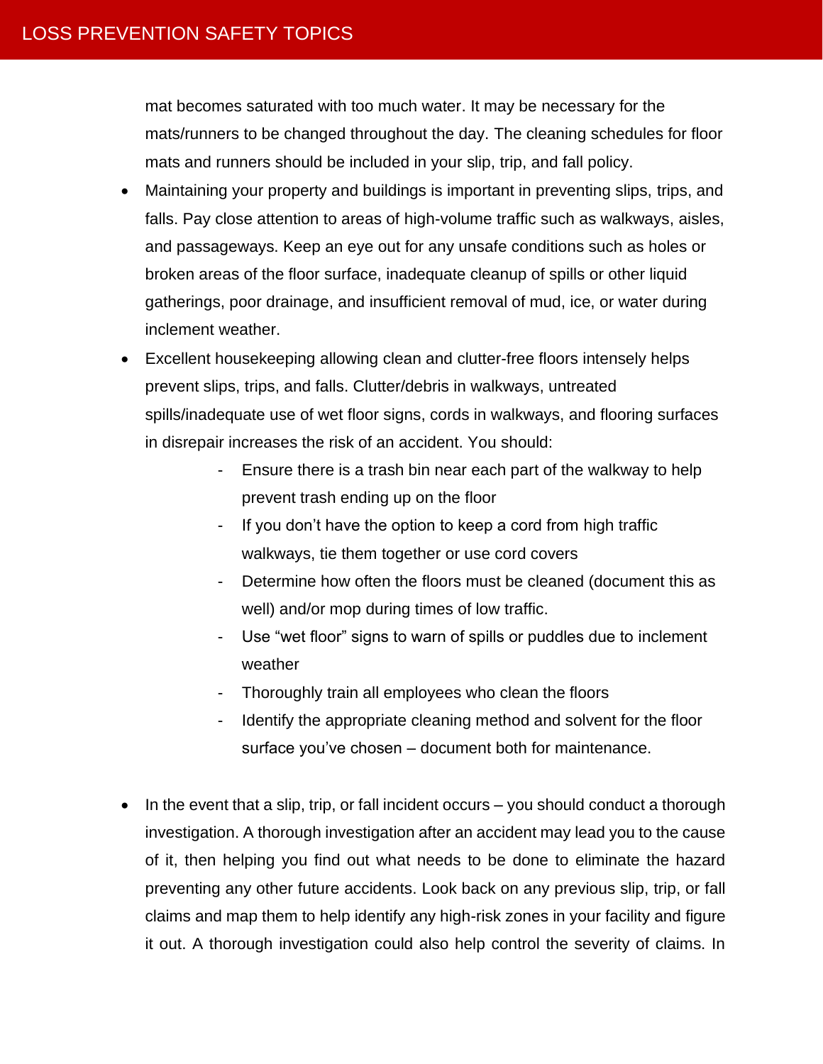mat becomes saturated with too much water. It may be necessary for the mats/runners to be changed throughout the day. The cleaning schedules for floor mats and runners should be included in your slip, trip, and fall policy.

- Maintaining your property and buildings is important in preventing slips, trips, and falls. Pay close attention to areas of high-volume traffic such as walkways, aisles, and passageways. Keep an eye out for any unsafe conditions such as holes or broken areas of the floor surface, inadequate cleanup of spills or other liquid gatherings, poor drainage, and insufficient removal of mud, ice, or water during inclement weather.
- Excellent housekeeping allowing clean and clutter-free floors intensely helps prevent slips, trips, and falls. Clutter/debris in walkways, untreated spills/inadequate use of wet floor signs, cords in walkways, and flooring surfaces in disrepair increases the risk of an accident. You should:
    - Ensure there is a trash bin near each part of the walkway to help prevent trash ending up on the floor
    - If you don't have the option to keep a cord from high traffic walkways, tie them together or use cord covers
    - Determine how often the floors must be cleaned (document this as well) and/or mop during times of low traffic.
    - Use "wet floor" signs to warn of spills or puddles due to inclement weather
    - Thoroughly train all employees who clean the floors
    - Identify the appropriate cleaning method and solvent for the floor surface you've chosen – document both for maintenance.

- In the event that a slip, trip, or fall incident occurs – you should conduct a thorough investigation. A thorough investigation after an accident may lead you to the cause of it, then helping you find out what needs to be done to eliminate the hazard preventing any other future accidents. Look back on any previous slip, trip, or fall claims and map them to help identify any high-risk zones in your facility and figure it out. A thorough investigation could also help control the severity of claims. In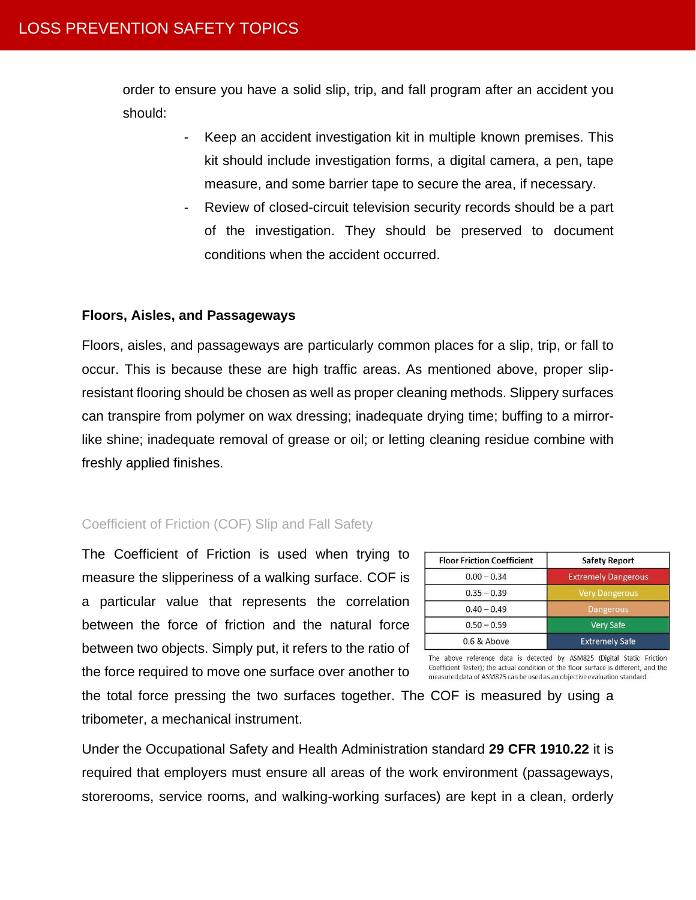order to ensure you have a solid slip, trip, and fall program after an accident you should:

- Keep an accident investigation kit in multiple known premises. This kit should include investigation forms, a digital camera, a pen, tape measure, and some barrier tape to secure the area, if necessary.
- Review of closed-circuit television security records should be a part of the investigation. They should be preserved to document conditions when the accident occurred.

### Floors, Aisles, and Passageways

Floors, aisles, and passageways are particularly common places for a slip, trip, or fall to occur. This is because these are high traffic areas. As mentioned above, proper slip-resistant flooring should be chosen as well as proper cleaning methods. Slippery surfaces can transpire from polymer on wax dressing; inadequate drying time; buffing to a mirror-like shine; inadequate removal of grease or oil; or letting cleaning residue combine with freshly applied finishes.

#### Coefficient of Friction (COF) Slip and Fall Safety

The Coefficient of Friction is used when trying to measure the slipperiness of a walking surface. COF is a particular value that represents the correlation between the force of friction and the natural force between two objects. Simply put, it refers to the ratio of the force required to move one surface over another to the total force pressing the two surfaces together. The COF is measured by using a tribometer, a mechanical instrument.

| Floor Friction Coefficient | Safety Report |
| --- | --- |
| 0.00 – 0.34 | Extremely Dangerous |
| 0.35 – 0.39 | Very Dangerous |
| 0.40 – 0.49 | Dangerous |
| 0.50 – 0.59 | Very Safe |
| 0.6 & Above | Extremely Safe |

The above reference data is detected by ASM825 (Digital Static Friction Coefficient Tester); the actual condition of the floor surface is different, and the measured data of ASM825 can be used as an objective evaluation standard.

Under the Occupational Safety and Health Administration standard **29 CFR 1910.22** it is required that employers must ensure all areas of the work environment (passageways, storerooms, service rooms, and walking-working surfaces) are kept in a clean, orderly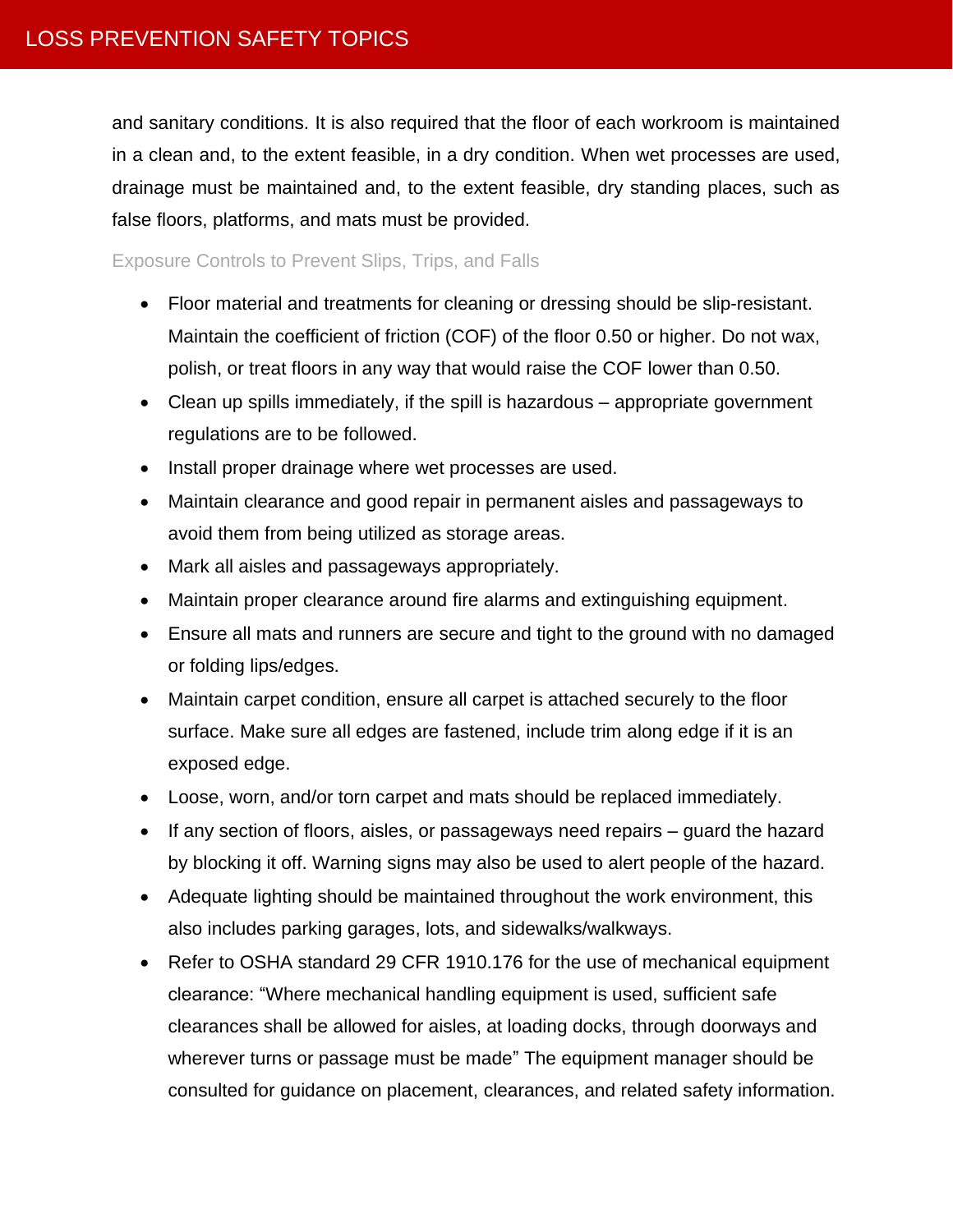and sanitary conditions. It is also required that the floor of each workroom is maintained in a clean and, to the extent feasible, in a dry condition. When wet processes are used, drainage must be maintained and, to the extent feasible, dry standing places, such as false floors, platforms, and mats must be provided.

### Exposure Controls to Prevent Slips, Trips, and Falls

- Floor material and treatments for cleaning or dressing should be slip-resistant. Maintain the coefficient of friction (COF) of the floor 0.50 or higher. Do not wax, polish, or treat floors in any way that would raise the COF lower than 0.50.
- Clean up spills immediately, if the spill is hazardous – appropriate government regulations are to be followed.
- Install proper drainage where wet processes are used.
- Maintain clearance and good repair in permanent aisles and passageways to avoid them from being utilized as storage areas.
- Mark all aisles and passageways appropriately.
- Maintain proper clearance around fire alarms and extinguishing equipment.
- Ensure all mats and runners are secure and tight to the ground with no damaged or folding lips/edges.
- Maintain carpet condition, ensure all carpet is attached securely to the floor surface. Make sure all edges are fastened, include trim along edge if it is an exposed edge.
- Loose, worn, and/or torn carpet and mats should be replaced immediately.
- If any section of floors, aisles, or passageways need repairs – guard the hazard by blocking it off. Warning signs may also be used to alert people of the hazard.
- Adequate lighting should be maintained throughout the work environment, this also includes parking garages, lots, and sidewalks/walkways.
- Refer to OSHA standard 29 CFR 1910.176 for the use of mechanical equipment clearance: "Where mechanical handling equipment is used, sufficient safe clearances shall be allowed for aisles, at loading docks, through doorways and wherever turns or passage must be made" The equipment manager should be consulted for guidance on placement, clearances, and related safety information.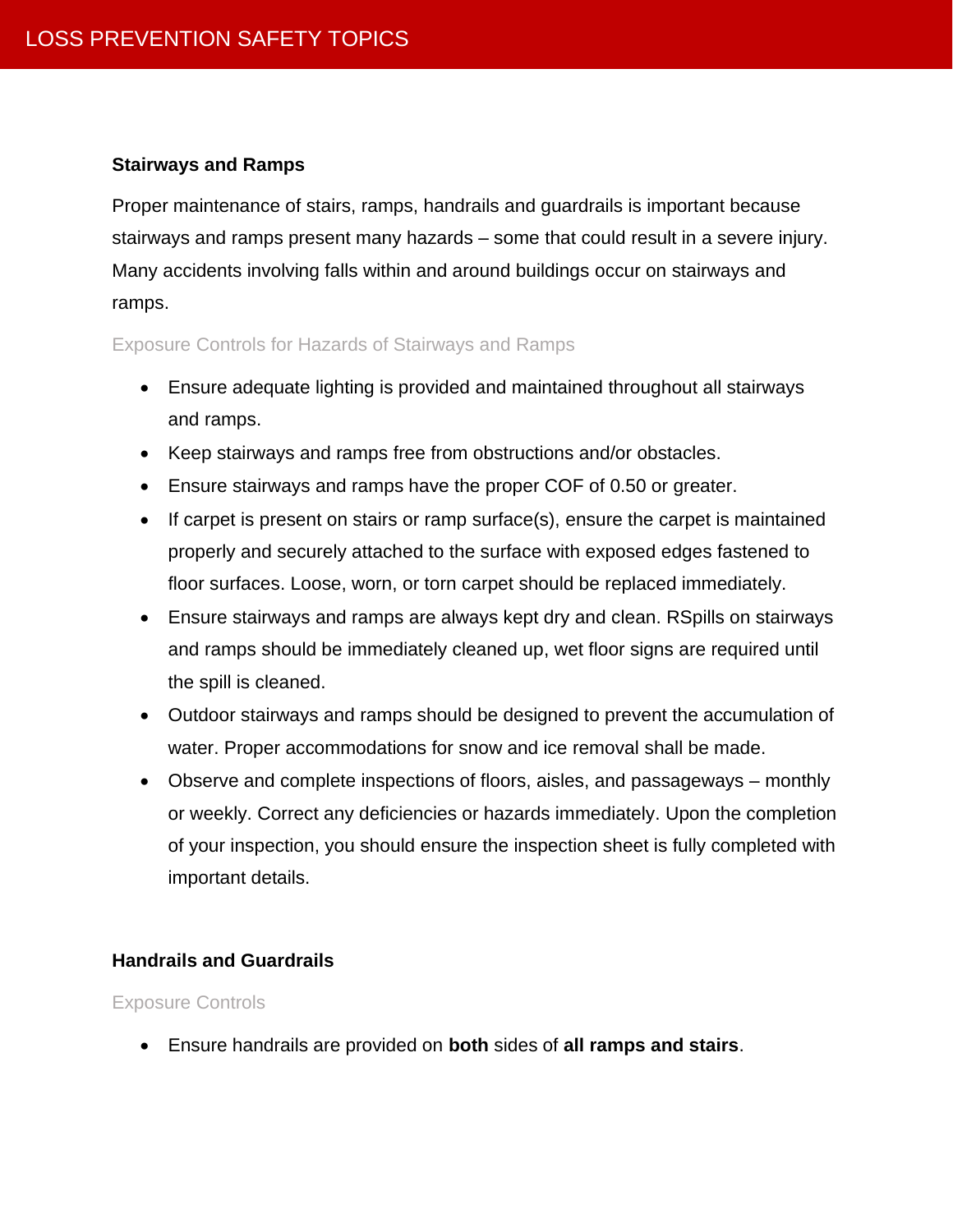### Stairways and Ramps

Proper maintenance of stairs, ramps, handrails and guardrails is important because stairways and ramps present many hazards – some that could result in a severe injury. Many accidents involving falls within and around buildings occur on stairways and ramps.

#### Exposure Controls for Hazards of Stairways and Ramps

- Ensure adequate lighting is provided and maintained throughout all stairways and ramps.
- Keep stairways and ramps free from obstructions and/or obstacles.
- Ensure stairways and ramps have the proper COF of 0.50 or greater.
- If carpet is present on stairs or ramp surface(s), ensure the carpet is maintained properly and securely attached to the surface with exposed edges fastened to floor surfaces. Loose, worn, or torn carpet should be replaced immediately.
- Ensure stairways and ramps are always kept dry and clean. RSpills on stairways and ramps should be immediately cleaned up, wet floor signs are required until the spill is cleaned.
- Outdoor stairways and ramps should be designed to prevent the accumulation of water. Proper accommodations for snow and ice removal shall be made.
- Observe and complete inspections of floors, aisles, and passageways – monthly or weekly. Correct any deficiencies or hazards immediately. Upon the completion of your inspection, you should ensure the inspection sheet is fully completed with important details.

### Handrails and Guardrails

#### Exposure Controls

- Ensure handrails are provided on **both** sides of **all ramps and stairs**.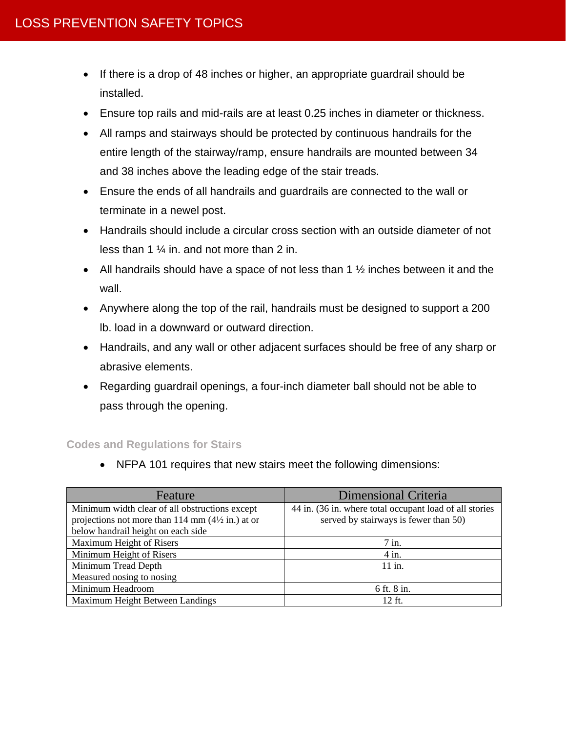- If there is a drop of 48 inches or higher, an appropriate guardrail should be installed.
- Ensure top rails and mid-rails are at least 0.25 inches in diameter or thickness.
- All ramps and stairways should be protected by continuous handrails for the entire length of the stairway/ramp, ensure handrails are mounted between 34 and 38 inches above the leading edge of the stair treads.
- Ensure the ends of all handrails and guardrails are connected to the wall or terminate in a newel post.
- Handrails should include a circular cross section with an outside diameter of not less than 1 ¼ in. and not more than 2 in.
- All handrails should have a space of not less than 1 ½ inches between it and the wall.
- Anywhere along the top of the rail, handrails must be designed to support a 200 lb. load in a downward or outward direction.
- Handrails, and any wall or other adjacent surfaces should be free of any sharp or abrasive elements.
- Regarding guardrail openings, a four-inch diameter ball should not be able to pass through the opening.

### Codes and Regulations for Stairs

- NFPA 101 requires that new stairs meet the following dimensions:

| Feature | Dimensional Criteria |
|---|---|
| Minimum width clear of all obstructions except projections not more than 114 mm (4½ in.) at or below handrail height on each side | 44 in. (36 in. where total occupant load of all stories served by stairways is fewer than 50) |
| Maximum Height of Risers | 7 in. |
| Minimum Height of Risers | 4 in. |
| Minimum Tread Depth Measured nosing to nosing | 11 in. |
| Minimum Headroom | 6 ft. 8 in. |
| Maximum Height Between Landings | 12 ft. |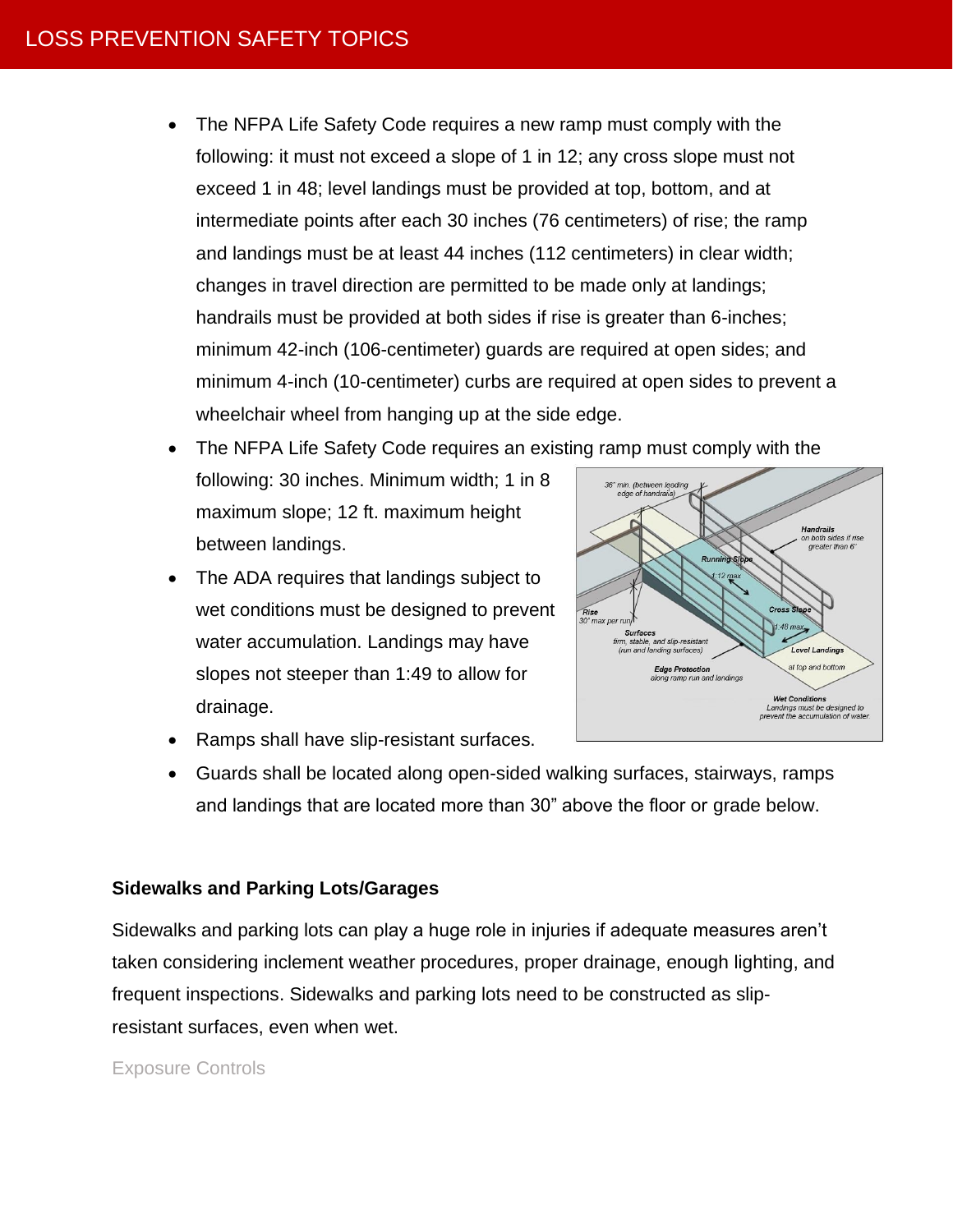- The NFPA Life Safety Code requires a new ramp must comply with the following: it must not exceed a slope of 1 in 12; any cross slope must not exceed 1 in 48; level landings must be provided at top, bottom, and at intermediate points after each 30 inches (76 centimeters) of rise; the ramp and landings must be at least 44 inches (112 centimeters) in clear width; changes in travel direction are permitted to be made only at landings; handrails must be provided at both sides if rise is greater than 6-inches; minimum 42-inch (106-centimeter) guards are required at open sides; and minimum 4-inch (10-centimeter) curbs are required at open sides to prevent a wheelchair wheel from hanging up at the side edge.
- The NFPA Life Safety Code requires an existing ramp must comply with the following: 30 inches. Minimum width; 1 in 8 maximum slope; 12 ft. maximum height between landings.
- The ADA requires that landings subject to wet conditions must be designed to prevent water accumulation. Landings may have slopes not steeper than 1:49 to allow for drainage.
- Ramps shall have slip-resistant surfaces.
- Guards shall be located along open-sided walking surfaces, stairways, ramps and landings that are located more than 30" above the floor or grade below.

### Sidewalks and Parking Lots/Garages

Sidewalks and parking lots can play a huge role in injuries if adequate measures aren't taken considering inclement weather procedures, proper drainage, enough lighting, and frequent inspections. Sidewalks and parking lots need to be constructed as slip-resistant surfaces, even when wet.

Exposure Controls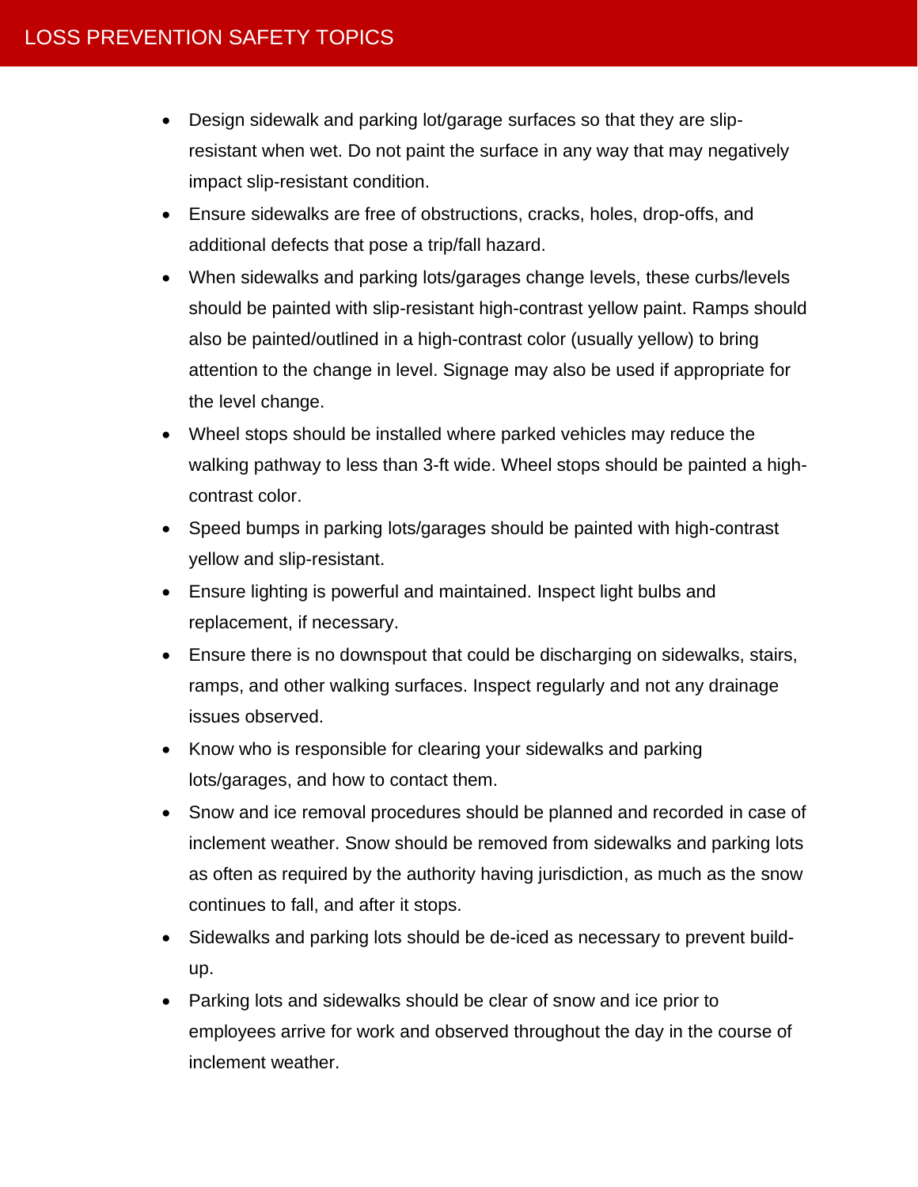- Design sidewalk and parking lot/garage surfaces so that they are slip-resistant when wet. Do not paint the surface in any way that may negatively impact slip-resistant condition.
- Ensure sidewalks are free of obstructions, cracks, holes, drop-offs, and additional defects that pose a trip/fall hazard.
- When sidewalks and parking lots/garages change levels, these curbs/levels should be painted with slip-resistant high-contrast yellow paint. Ramps should also be painted/outlined in a high-contrast color (usually yellow) to bring attention to the change in level. Signage may also be used if appropriate for the level change.
- Wheel stops should be installed where parked vehicles may reduce the walking pathway to less than 3-ft wide. Wheel stops should be painted a high-contrast color.
- Speed bumps in parking lots/garages should be painted with high-contrast yellow and slip-resistant.
- Ensure lighting is powerful and maintained. Inspect light bulbs and replacement, if necessary.
- Ensure there is no downspout that could be discharging on sidewalks, stairs, ramps, and other walking surfaces. Inspect regularly and not any drainage issues observed.
- Know who is responsible for clearing your sidewalks and parking lots/garages, and how to contact them.
- Snow and ice removal procedures should be planned and recorded in case of inclement weather. Snow should be removed from sidewalks and parking lots as often as required by the authority having jurisdiction, as much as the snow continues to fall, and after it stops.
- Sidewalks and parking lots should be de-iced as necessary to prevent build-up.
- Parking lots and sidewalks should be clear of snow and ice prior to employees arrive for work and observed throughout the day in the course of inclement weather.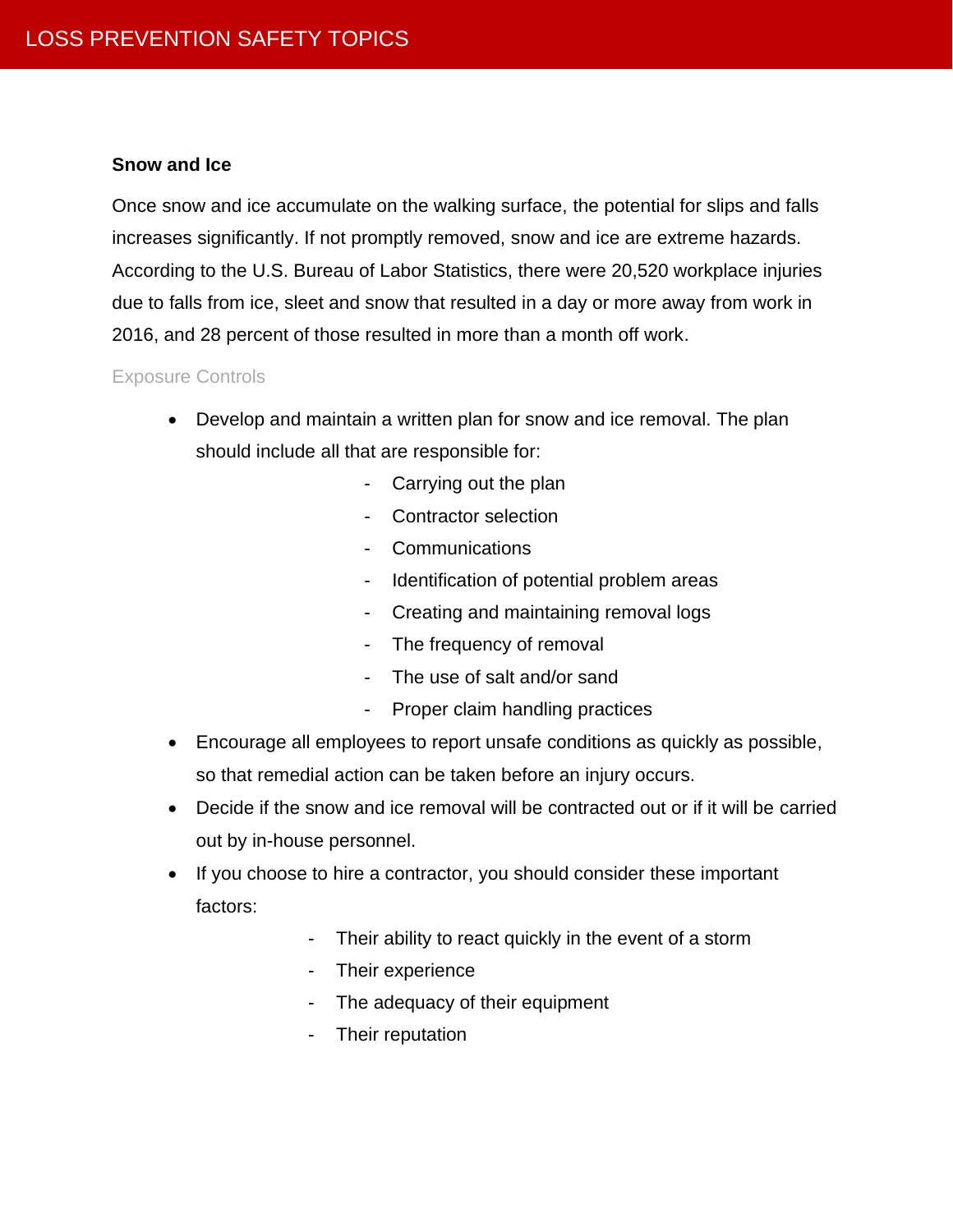### Snow and Ice

Once snow and ice accumulate on the walking surface, the potential for slips and falls increases significantly. If not promptly removed, snow and ice are extreme hazards. According to the U.S. Bureau of Labor Statistics, there were 20,520 workplace injuries due to falls from ice, sleet and snow that resulted in a day or more away from work in 2016, and 28 percent of those resulted in more than a month off work.

#### Exposure Controls

- Develop and maintain a written plan for snow and ice removal. The plan should include all that are responsible for:
    - Carrying out the plan
    - Contractor selection
    - Communications
    - Identification of potential problem areas
    - Creating and maintaining removal logs
    - The frequency of removal
    - The use of salt and/or sand
    - Proper claim handling practices
- Encourage all employees to report unsafe conditions as quickly as possible, so that remedial action can be taken before an injury occurs.
- Decide if the snow and ice removal will be contracted out or if it will be carried out by in-house personnel.
- If you choose to hire a contractor, you should consider these important factors:
    - Their ability to react quickly in the event of a storm
    - Their experience
    - The adequacy of their equipment
    - Their reputation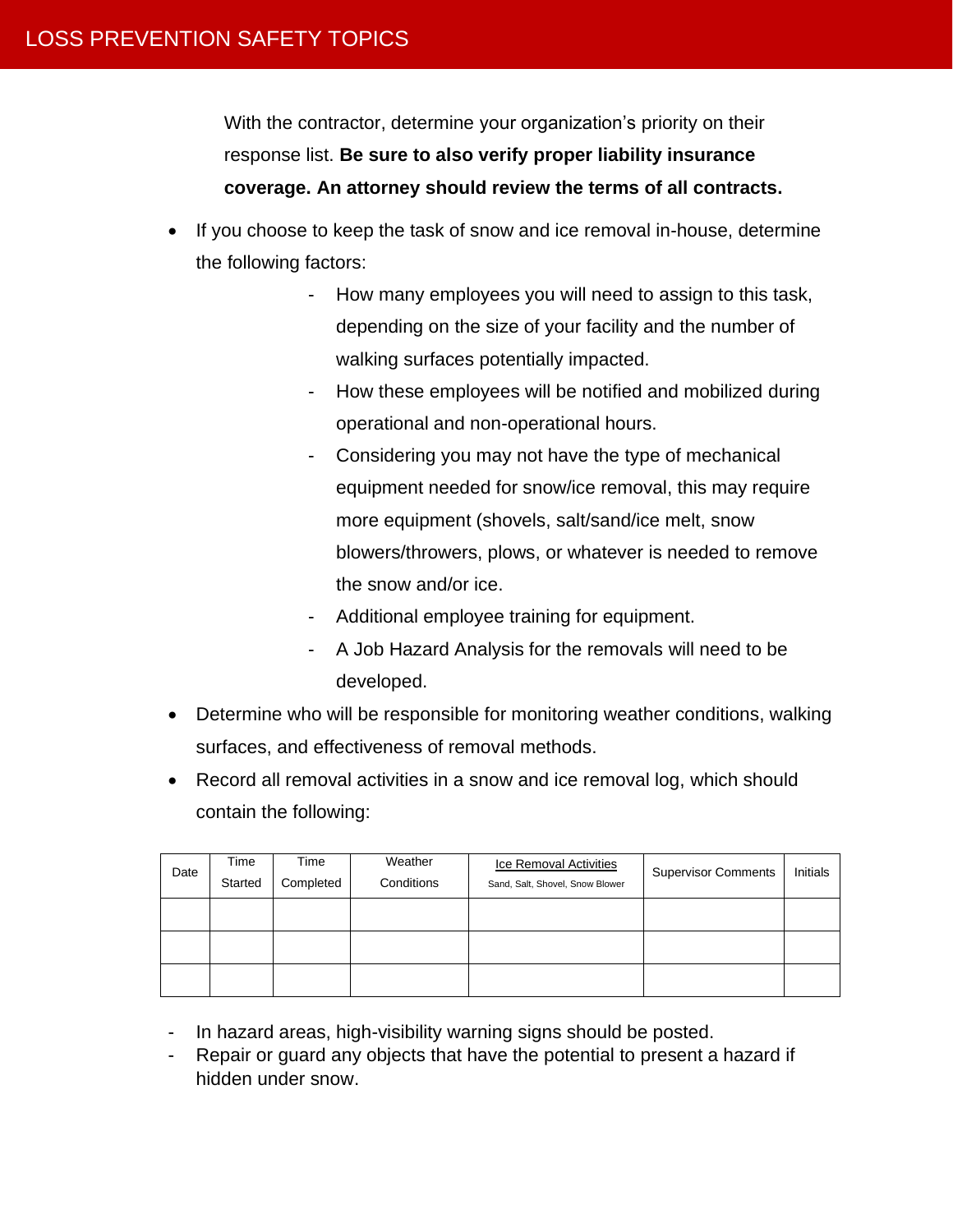With the contractor, determine your organization's priority on their response list. **Be sure to also verify proper liability insurance coverage. An attorney should review the terms of all contracts.**

- If you choose to keep the task of snow and ice removal in-house, determine the following factors:
    - How many employees you will need to assign to this task, depending on the size of your facility and the number of walking surfaces potentially impacted.
    - How these employees will be notified and mobilized during operational and non-operational hours.
    - Considering you may not have the type of mechanical equipment needed for snow/ice removal, this may require more equipment (shovels, salt/sand/ice melt, snow blowers/throwers, plows, or whatever is needed to remove the snow and/or ice.
    - Additional employee training for equipment.
    - A Job Hazard Analysis for the removals will need to be developed.
- Determine who will be responsible for monitoring weather conditions, walking surfaces, and effectiveness of removal methods.
- Record all removal activities in a snow and ice removal log, which should contain the following:

| Date | Time Started | Time Completed | Weather Conditions | Ice Removal Activities<br>Sand, Salt, Shovel, Snow Blower | Supervisor Comments | Initials |
|---|---|---|---|---|---|---|
| | | | | | | |
| | | | | | | |
| | | | | | | |

- In hazard areas, high-visibility warning signs should be posted.
- Repair or guard any objects that have the potential to present a hazard if hidden under snow.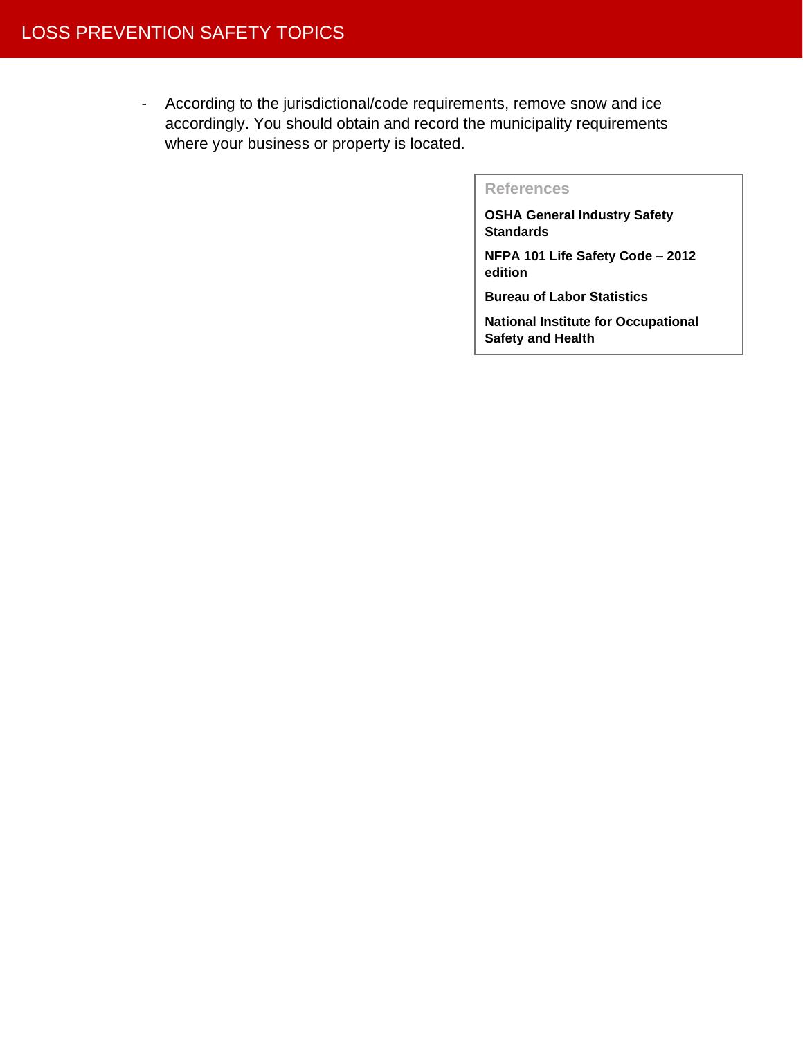- According to the jurisdictional/code requirements, remove snow and ice accordingly. You should obtain and record the municipality requirements where your business or property is located.

### References

**OSHA General Industry Safety Standards**

**NFPA 101 Life Safety Code – 2012 edition**

**Bureau of Labor Statistics**

**National Institute for Occupational Safety and Health**